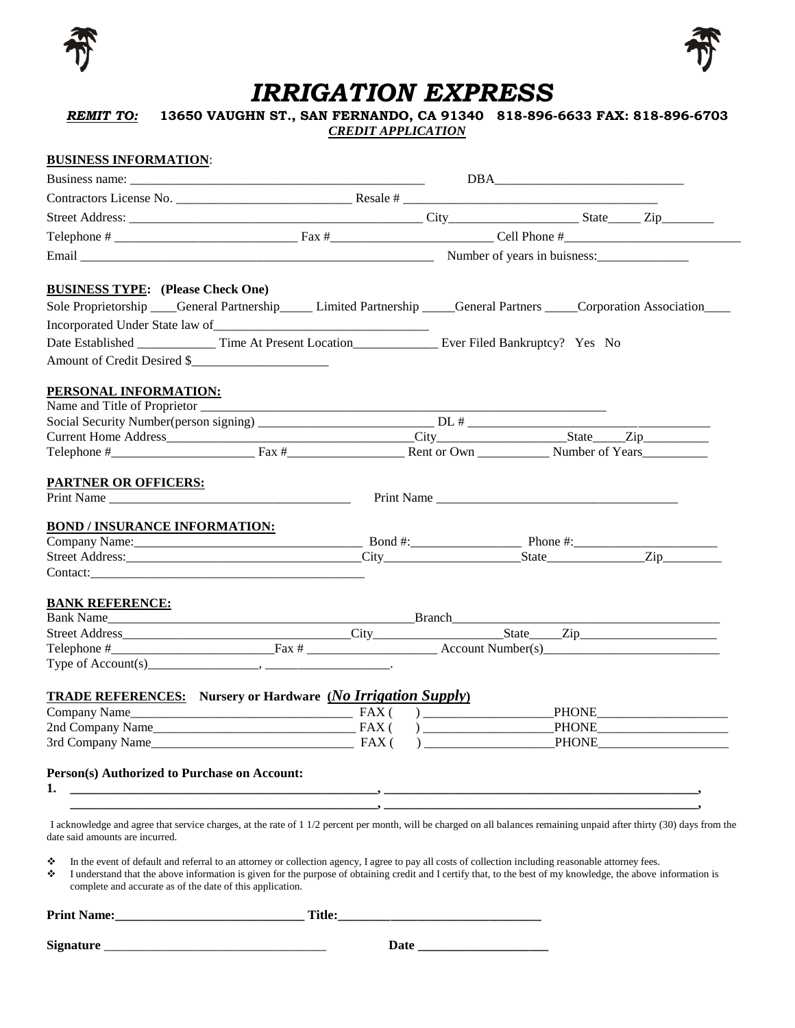# IRRIGATION EXPRESS

***REMIT TO:*** **13650 VAUGHN ST., SAN FERNANDO, CA 91340 818-896-6633 FAX: 818-896-6703**

***CREDIT APPLICATION***

**BUSINESS INFORMATION**:

Business name: ______________________________________________ DBA_____________________________

Contractors License No. ___________________________ Resale # ________________________________________

Street Address: _______________________________________________ City___________________ State_____ Zip________

Telephone # ____________________________ Fax #_______________________ Cell Phone #___________________________

Email _______________________________________________________ Number of years in buisness:______________

**BUSINESS TYPE: (Please Check One)**

Sole Proprietorship ____General Partnership_____ Limited Partnership _____General Partners _____Corporation Association____

Incorporated Under State law of_________________________________

Date Established ____________ Time At Present Location_____________ Ever Filed Bankruptcy? Yes No

Amount of Credit Desired $_____________________

**PERSONAL INFORMATION:**

Name and Title of Proprietor _______________________________________________________________

Social Security Number(person signing) ___________________________ DL # _____________________________________

Current Home Address_____________________________________City____________________State_____Zip__________

Telephone #_____________________ Fax #_________________ Rent or Own ___________ Number of Years__________

**PARTNER OR OFFICERS:**

Print Name ____________________________________ Print Name ______________________________________

**BOND / INSURANCE INFORMATION:**

Company Name:___________________________________ Bond #:________________ Phone #:______________________

Street Address:___________________________________City____________________State______________Zip_________

Contact:_________________________________________

**BANK REFERENCE:**

Bank Name______________________________________________Branch_________________________________________

Street Address_________________________________City__________________State_____Zip_____________________

Telephone #________________________Fax # ___________________ Account Number(s)___________________________

Type of Account(s)_________________, ___________________.

**TRADE REFERENCES: Nursery or Hardware (*No Irrigation Supply*)**

Company Name_________________________________ FAX ( ) ___________________PHONE____________________

2nd Company Name______________________________ FAX ( ) ___________________PHONE____________________

3rd Company Name_______________________________ FAX ( ) ___________________PHONE____________________

**Person(s) Authorized to Purchase on Account:**

**1.** ______________________________________________, ______________________________________________,

______________________________________________, ______________________________________________,

I acknowledge and agree that service charges, at the rate of 1 1/2 percent per month, will be charged on all balances remaining unpaid after thirty (30) days from the date said amounts are incurred.

- In the event of default and referral to an attorney or collection agency, I agree to pay all costs of collection including reasonable attorney fees.
- I understand that the above information is given for the purpose of obtaining credit and I certify that, to the best of my knowledge, the above information is complete and accurate as of the date of this application.

**Print Name:_____________________________ Title:________________________________**

**Signature** ___________________________________ **Date ____________________**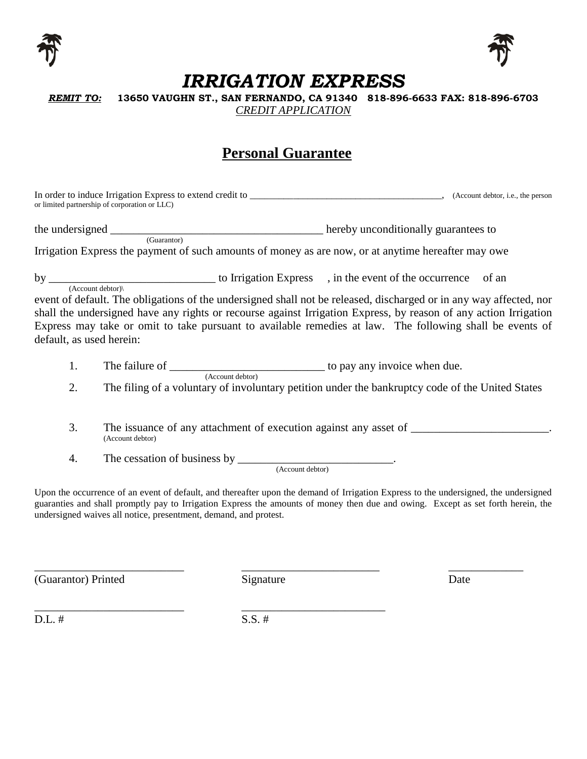# *IRRIGATION EXPRESS*

***REMIT TO:*** **13650 VAUGHN ST., SAN FERNANDO, CA 91340 818-896-6633 FAX: 818-896-6703**

*CREDIT APPLICATION*

## Personal Guarantee

In order to induce Irrigation Express to extend credit to ________________________________________, (Account debtor, i.e., the person or limited partnership of corporation or LLC)

the undersigned ______________________________________ hereby unconditionally guarantees to
(Guarantor)

Irrigation Express the payment of such amounts of money as are now, or at anytime hereafter may owe

by _____________________________ to Irrigation Express , in the event of the occurrence of an
(Account debtor)\

event of default. The obligations of the undersigned shall not be released, discharged or in any way affected, nor shall the undersigned have any rights or recourse against Irrigation Express, by reason of any action Irrigation Express may take or omit to take pursuant to available remedies at law. The following shall be events of default, as used herein:

1. The failure of ___________________________ to pay any invoice when due.
   (Account debtor)
2. The filing of a voluntary of involuntary petition under the bankruptcy code of the United States
3. The issuance of any attachment of execution against any asset of ________________________.
   (Account debtor)
4. The cessation of business by ___________________________.
   (Account debtor)

Upon the occurrence of an event of default, and thereafter upon the demand of Irrigation Express to the undersigned, the undersigned guaranties and shall promptly pay to Irrigation Express the amounts of money then due and owing. Except as set forth herein, the undersigned waives all notice, presentment, demand, and protest.

__________________________ __________________________ _____________

(Guarantor) Printed Signature Date

__________________________ __________________________

D.L. # S.S. #